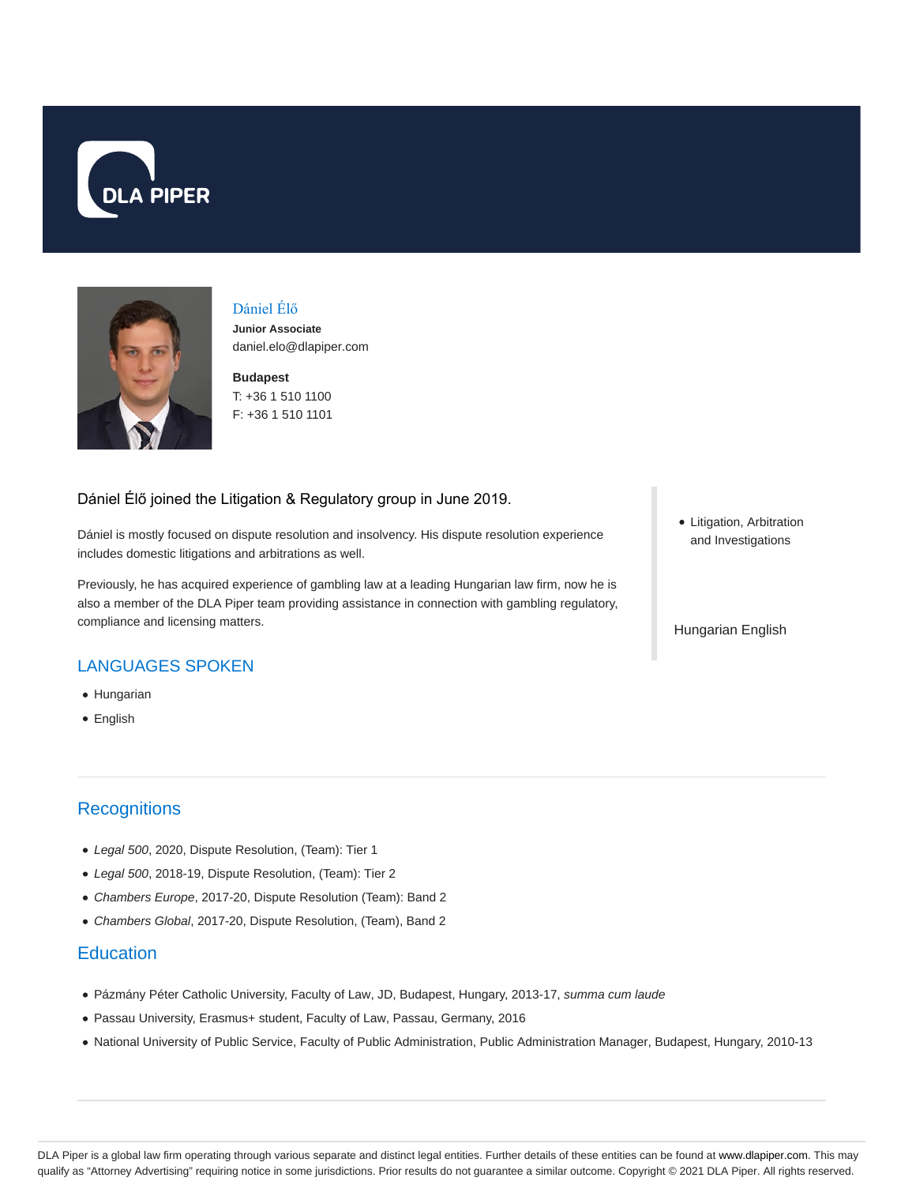# Dániel Élő

**Junior Associate**

daniel.elo@dlapiper.com

**Budapest**

T: +36 1 510 1100

F: +36 1 510 1101

Dániel Élő joined the Litigation & Regulatory group in June 2019.

Dániel is mostly focused on dispute resolution and insolvency. His dispute resolution experience includes domestic litigations and arbitrations as well.

Previously, he has acquired experience of gambling law at a leading Hungarian law firm, now he is also a member of the DLA Piper team providing assistance in connection with gambling regulatory, compliance and licensing matters.

- Litigation, Arbitration and Investigations

Hungarian English

## LANGUAGES SPOKEN

- Hungarian
- English

## Recognitions

- *Legal 500*, 2020, Dispute Resolution, (Team): Tier 1
- *Legal 500*, 2018-19, Dispute Resolution, (Team): Tier 2
- *Chambers Europe*, 2017-20, Dispute Resolution (Team): Band 2
- *Chambers Global*, 2017-20, Dispute Resolution, (Team), Band 2

## Education

- Pázmány Péter Catholic University, Faculty of Law, JD, Budapest, Hungary, 2013-17, *summa cum laude*
- Passau University, Erasmus+ student, Faculty of Law, Passau, Germany, 2016
- National University of Public Service, Faculty of Public Administration, Public Administration Manager, Budapest, Hungary, 2010-13

DLA Piper is a global law firm operating through various separate and distinct legal entities. Further details of these entities can be found at www.dlapiper.com. This may qualify as "Attorney Advertising" requiring notice in some jurisdictions. Prior results do not guarantee a similar outcome. Copyright © 2021 DLA Piper. All rights reserved.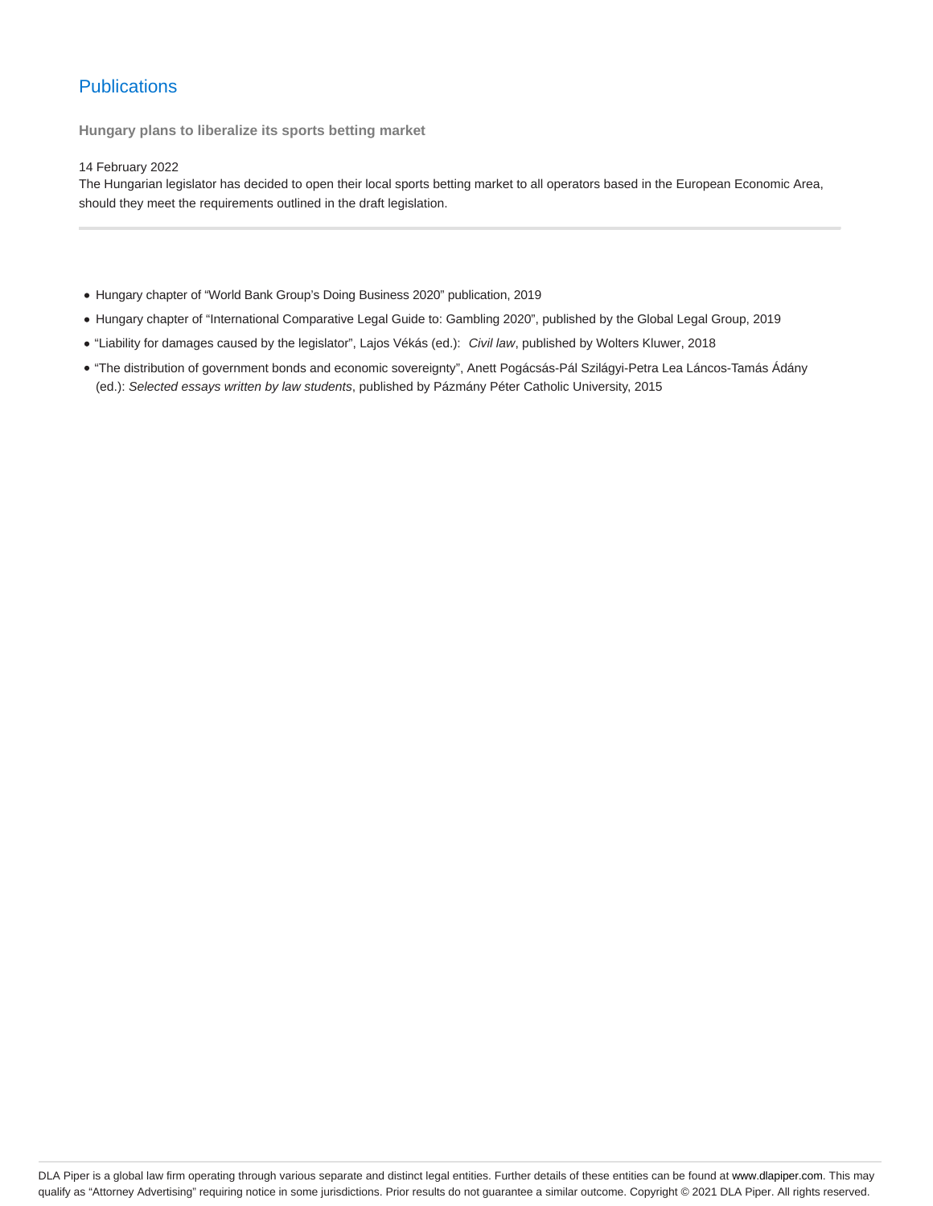## Publications

**Hungary plans to liberalize its sports betting market**

14 February 2022

The Hungarian legislator has decided to open their local sports betting market to all operators based in the European Economic Area, should they meet the requirements outlined in the draft legislation.

---

- Hungary chapter of “World Bank Group’s Doing Business 2020” publication, 2019
- Hungary chapter of “International Comparative Legal Guide to: Gambling 2020”, published by the Global Legal Group, 2019
- “Liability for damages caused by the legislator”, Lajos Vékás (ed.): *Civil law*, published by Wolters Kluwer, 2018
- “The distribution of government bonds and economic sovereignty”, Anett Pogácsás-Pál Szilágyi-Petra Lea Láncos-Tamás Ádány (ed.): *Selected essays written by law students*, published by Pázmány Péter Catholic University, 2015

DLA Piper is a global law firm operating through various separate and distinct legal entities. Further details of these entities can be found at www.dlapiper.com. This may qualify as “Attorney Advertising” requiring notice in some jurisdictions. Prior results do not guarantee a similar outcome. Copyright © 2021 DLA Piper. All rights reserved.